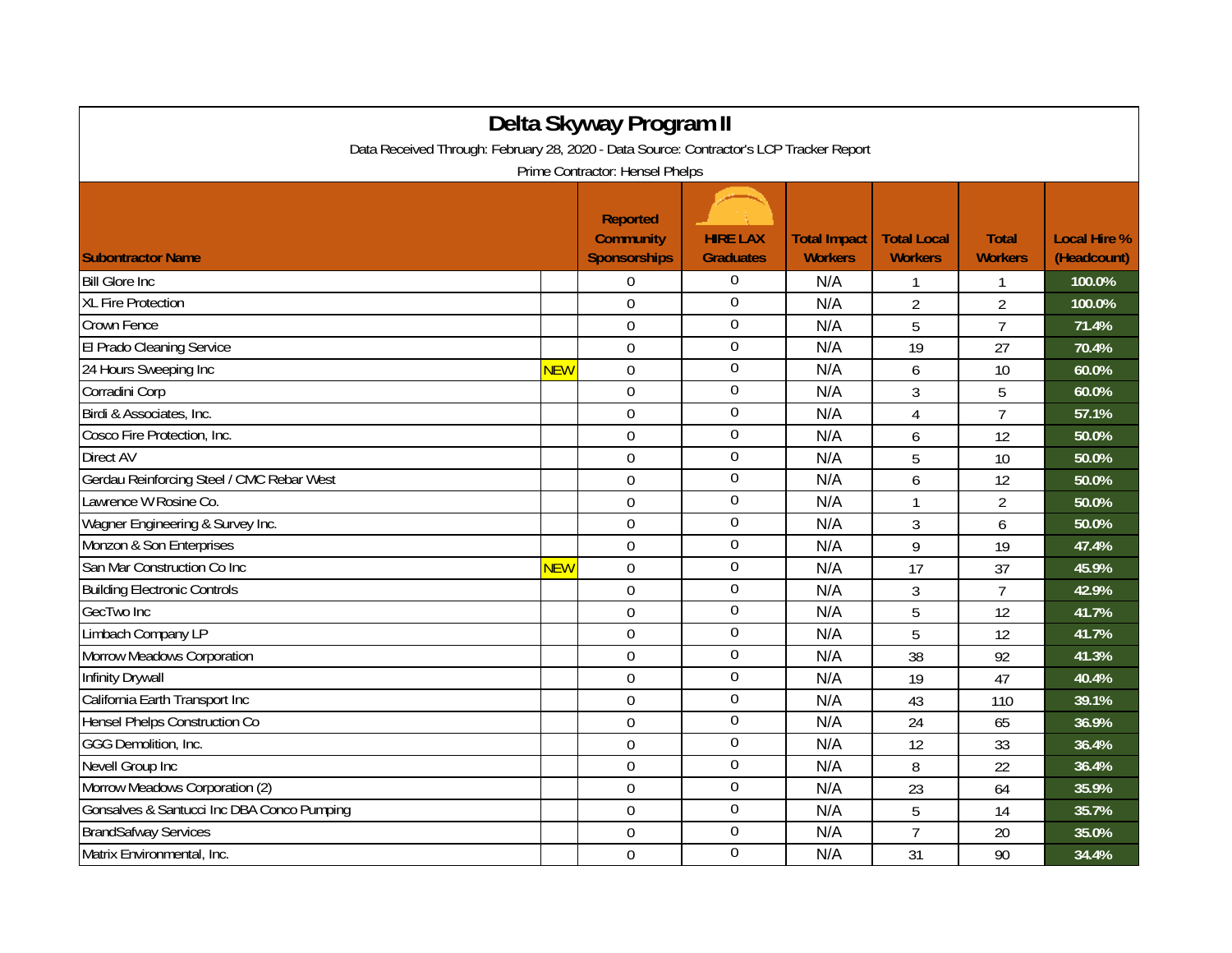# Delta Skyway Program II

Data Received Through: February 28, 2020 - Data Source: Contractor's LCP Tracker Report

Prime Contractor: Hensel Phelps

| Subontractor Name | | Reported Community Sponsorships | HIRE LAX Graduates | Total Impact Workers | Total Local Workers | Total Workers | Local Hire % (Headcount) |
|---|---|---|---|---|---|---|---|
| Bill Glore Inc | | 0 | 0 | N/A | 1 | 1 | 100.0% |
| XL Fire Protection | | 0 | 0 | N/A | 2 | 2 | 100.0% |
| Crown Fence | | 0 | 0 | N/A | 5 | 7 | 71.4% |
| El Prado Cleaning Service | | 0 | 0 | N/A | 19 | 27 | 70.4% |
| 24 Hours Sweeping Inc | NEW | 0 | 0 | N/A | 6 | 10 | 60.0% |
| Corradini Corp | | 0 | 0 | N/A | 3 | 5 | 60.0% |
| Birdi & Associates, Inc. | | 0 | 0 | N/A | 4 | 7 | 57.1% |
| Cosco Fire Protection, Inc. | | 0 | 0 | N/A | 6 | 12 | 50.0% |
| Direct AV | | 0 | 0 | N/A | 5 | 10 | 50.0% |
| Gerdau Reinforcing Steel / CMC Rebar West | | 0 | 0 | N/A | 6 | 12 | 50.0% |
| Lawrence W Rosine Co. | | 0 | 0 | N/A | 1 | 2 | 50.0% |
| Wagner Engineering & Survey Inc. | | 0 | 0 | N/A | 3 | 6 | 50.0% |
| Monzon & Son Enterprises | | 0 | 0 | N/A | 9 | 19 | 47.4% |
| San Mar Construction Co Inc | NEW | 0 | 0 | N/A | 17 | 37 | 45.9% |
| Building Electronic Controls | | 0 | 0 | N/A | 3 | 7 | 42.9% |
| GecTwo Inc | | 0 | 0 | N/A | 5 | 12 | 41.7% |
| Limbach Company LP | | 0 | 0 | N/A | 5 | 12 | 41.7% |
| Morrow Meadows Corporation | | 0 | 0 | N/A | 38 | 92 | 41.3% |
| Infinity Drywall | | 0 | 0 | N/A | 19 | 47 | 40.4% |
| California Earth Transport Inc | | 0 | 0 | N/A | 43 | 110 | 39.1% |
| Hensel Phelps Construction Co | | 0 | 0 | N/A | 24 | 65 | 36.9% |
| GGG Demolition, Inc. | | 0 | 0 | N/A | 12 | 33 | 36.4% |
| Nevell Group Inc | | 0 | 0 | N/A | 8 | 22 | 36.4% |
| Morrow Meadows Corporation (2) | | 0 | 0 | N/A | 23 | 64 | 35.9% |
| Gonsalves & Santucci Inc DBA Conco Pumping | | 0 | 0 | N/A | 5 | 14 | 35.7% |
| BrandSafway Services | | 0 | 0 | N/A | 7 | 20 | 35.0% |
| Matrix Environmental, Inc. | | 0 | 0 | N/A | 31 | 90 | 34.4% |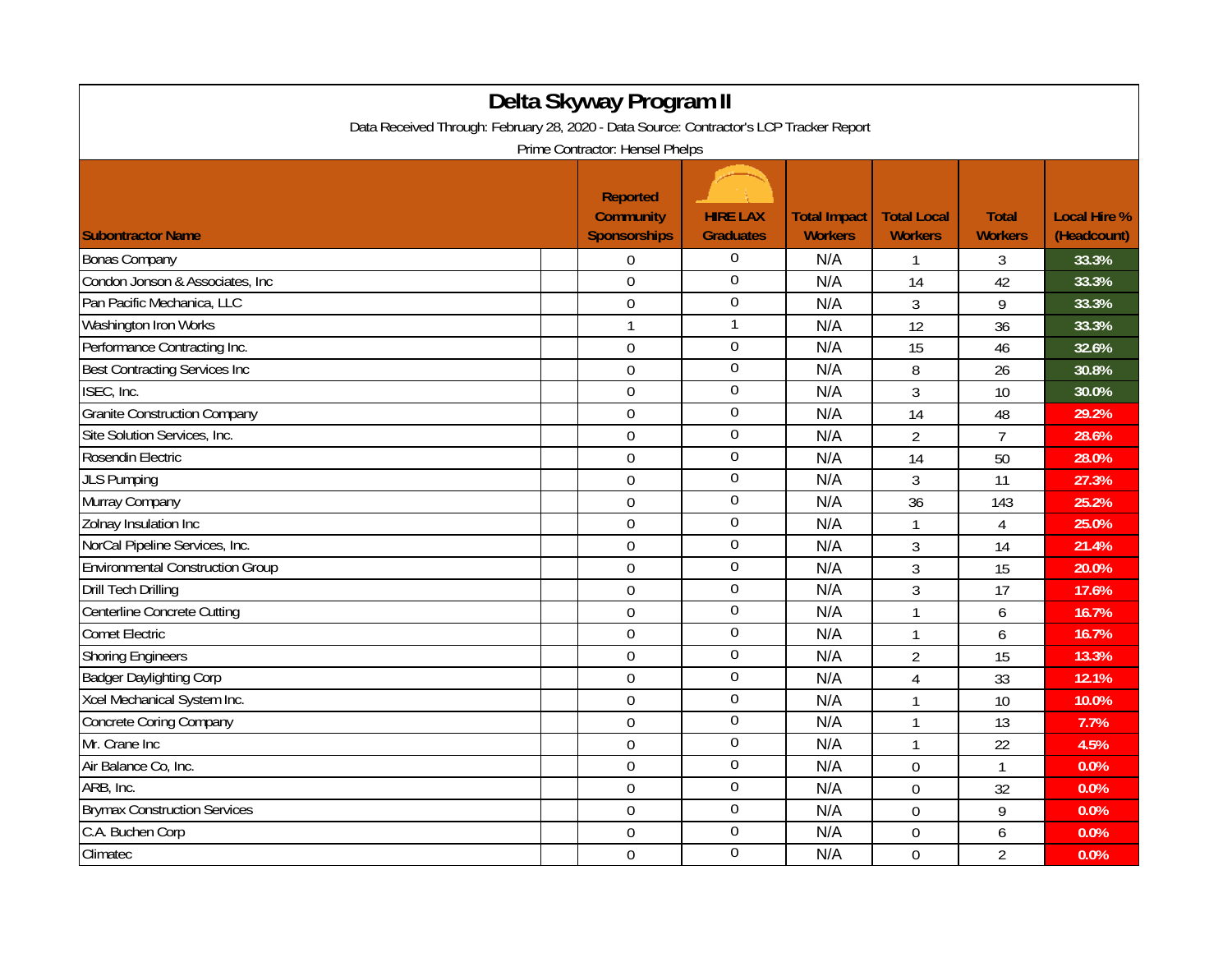# Delta Skyway Program II

Data Received Through: February 28, 2020 - Data Source: Contractor's LCP Tracker Report

Prime Contractor: Hensel Phelps

| Subontractor Name | Reported Community Sponsorships | HIRE LAX Graduates | Total Impact Workers | Total Local Workers | Total Workers | Local Hire % (Headcount) |
|---|---|---|---|---|---|---|
| Bonas Company | 0 | 0 | N/A | 1 | 3 | 33.3% |
| Condon Jonson & Associates, Inc | 0 | 0 | N/A | 14 | 42 | 33.3% |
| Pan Pacific Mechanica, LLC | 0 | 0 | N/A | 3 | 9 | 33.3% |
| Washington Iron Works | 1 | 1 | N/A | 12 | 36 | 33.3% |
| Performance Contracting Inc. | 0 | 0 | N/A | 15 | 46 | 32.6% |
| Best Contracting Services Inc | 0 | 0 | N/A | 8 | 26 | 30.8% |
| ISEC, Inc. | 0 | 0 | N/A | 3 | 10 | 30.0% |
| Granite Construction Company | 0 | 0 | N/A | 14 | 48 | 29.2% |
| Site Solution Services, Inc. | 0 | 0 | N/A | 2 | 7 | 28.6% |
| Rosendin Electric | 0 | 0 | N/A | 14 | 50 | 28.0% |
| JLS Pumping | 0 | 0 | N/A | 3 | 11 | 27.3% |
| Murray Company | 0 | 0 | N/A | 36 | 143 | 25.2% |
| Zolnay Insulation Inc | 0 | 0 | N/A | 1 | 4 | 25.0% |
| NorCal Pipeline Services, Inc. | 0 | 0 | N/A | 3 | 14 | 21.4% |
| Environmental Construction Group | 0 | 0 | N/A | 3 | 15 | 20.0% |
| Drill Tech Drilling | 0 | 0 | N/A | 3 | 17 | 17.6% |
| Centerline Concrete Cutting | 0 | 0 | N/A | 1 | 6 | 16.7% |
| Comet Electric | 0 | 0 | N/A | 1 | 6 | 16.7% |
| Shoring Engineers | 0 | 0 | N/A | 2 | 15 | 13.3% |
| Badger Daylighting Corp | 0 | 0 | N/A | 4 | 33 | 12.1% |
| Xcel Mechanical System Inc. | 0 | 0 | N/A | 1 | 10 | 10.0% |
| Concrete Coring Company | 0 | 0 | N/A | 1 | 13 | 7.7% |
| Mr. Crane Inc | 0 | 0 | N/A | 1 | 22 | 4.5% |
| Air Balance Co, Inc. | 0 | 0 | N/A | 0 | 1 | 0.0% |
| ARB, Inc. | 0 | 0 | N/A | 0 | 32 | 0.0% |
| Brymax Construction Services | 0 | 0 | N/A | 0 | 9 | 0.0% |
| C.A. Buchen Corp | 0 | 0 | N/A | 0 | 6 | 0.0% |
| Climatec | 0 | 0 | N/A | 0 | 2 | 0.0% |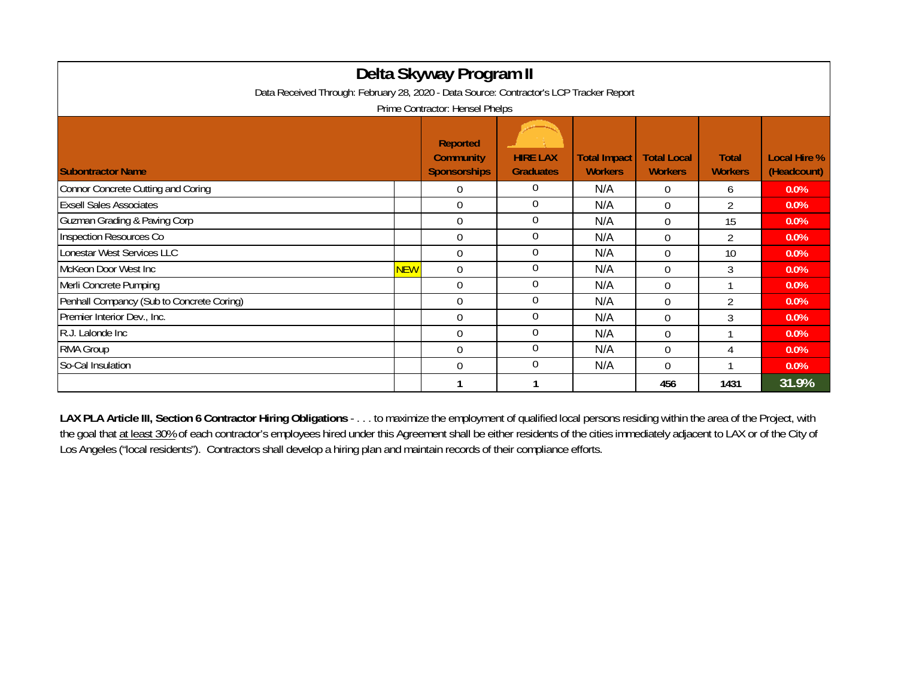# Delta Skyway Program II

Data Received Through: February 28, 2020 - Data Source: Contractor's LCP Tracker Report

Prime Contractor: Hensel Phelps

| Subcontractor Name | | Reported Community Sponsorships | HIRE LAX Graduates | Total Impact Workers | Total Local Workers | Total Workers | Local Hire % (Headcount) |
|---|---|---|---|---|---|---|---|
| Connor Concrete Cutting and Coring | | 0 | 0 | N/A | 0 | 6 | 0.0% |
| Exsell Sales Associates | | 0 | 0 | N/A | 0 | 2 | 0.0% |
| Guzman Grading & Paving Corp | | 0 | 0 | N/A | 0 | 15 | 0.0% |
| Inspection Resources Co | | 0 | 0 | N/A | 0 | 2 | 0.0% |
| Lonestar West Services LLC | | 0 | 0 | N/A | 0 | 10 | 0.0% |
| McKeon Door West Inc | NEW | 0 | 0 | N/A | 0 | 3 | 0.0% |
| Merli Concrete Pumping | | 0 | 0 | N/A | 0 | 1 | 0.0% |
| Penhall Compancy (Sub to Concrete Coring) | | 0 | 0 | N/A | 0 | 2 | 0.0% |
| Premier Interior Dev., Inc. | | 0 | 0 | N/A | 0 | 3 | 0.0% |
| R.J. Lalonde Inc | | 0 | 0 | N/A | 0 | 1 | 0.0% |
| RMA Group | | 0 | 0 | N/A | 0 | 4 | 0.0% |
| So-Cal Insulation | | 0 | 0 | N/A | 0 | 1 | 0.0% |
| | | 1 | 1 | | 456 | 1431 | 31.9% |

**LAX PLA Article III, Section 6 Contractor Hiring Obligations** - . . . to maximize the employment of qualified local persons residing within the area of the Project, with the goal that at least 30% of each contractor's employees hired under this Agreement shall be either residents of the cities immediately adjacent to LAX or of the City of Los Angeles ("local residents"). Contractors shall develop a hiring plan and maintain records of their compliance efforts.